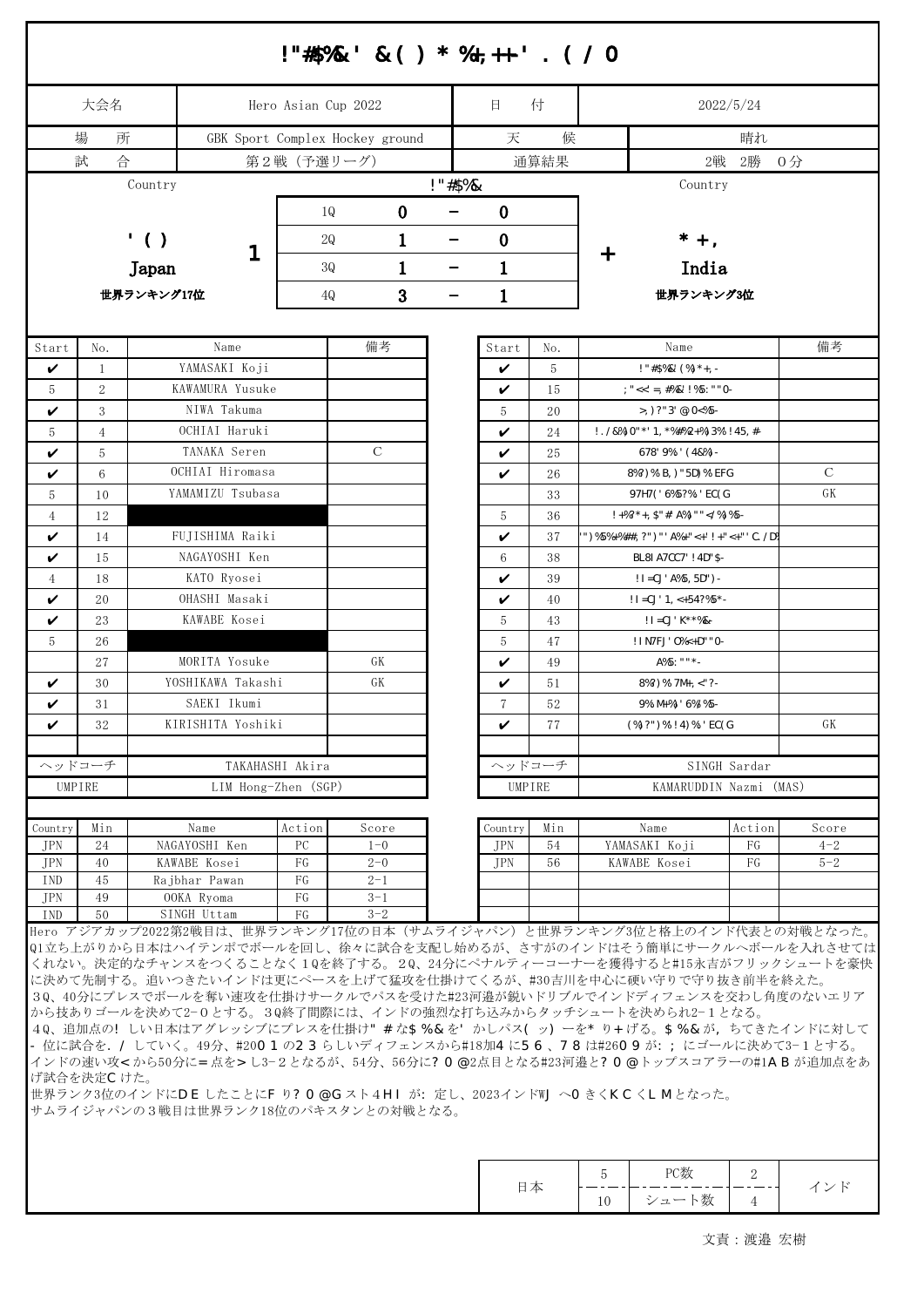# !"#$%&' &( ) * %+, ++' . ( / 0

| 大会名 | Hero Asian Cup 2022 | 日　付 | 2022/5/24 |
|---|---|---|---|
| 場　所 | GBK Sport Complex Hockey ground | 天　候 | 晴れ |
| 試　合 | 第２戦（予選リーグ） | 通算結果 | 2戦　2勝　0分 |

| Country | | | !"#$%& | | | Country |
|---|---|---|---|---|---|---|
| '( ) Japan 世界ランキング17位 | 1 | 1Q | 0 | - | 0 | + | * +, India 世界ランキング3位 |
| | | 2Q | 1 | - | 0 | | |
| | | 3Q | 1 | - | 1 | | |
| | | 4Q | 3 | - | 1 | | |

| Start | No. | Name | 備考 |
|---|---|---|---|
| ✔ | 1 | YAMASAKI Koji | |
| 5 | 2 | KAWAMURA Yusuke | |
| ✔ | 3 | NIWA Takuma | |
| 5 | 4 | OCHIAI Haruki | |
| ✔ | 5 | TANAKA Seren | C |
| ✔ | 6 | OCHIAI Hiromasa | |
| 5 | 10 | YAMAMIZU Tsubasa | |
| 4 | 12 | | |
| ✔ | 14 | FUJISHIMA Raiki | |
| ✔ | 15 | NAGAYOSHI Ken | |
| 4 | 18 | KATO Ryosei | |
| ✔ | 20 | OHASHI Masaki | |
| ✔ | 23 | KAWABE Kosei | |
| 5 | 26 | | |
| | 27 | MORITA Yosuke | GK |
| ✔ | 30 | YOSHIKAWA Takashi | GK |
| ✔ | 31 | SAEKI Ikumi | |
| ✔ | 32 | KIRISHITA Yoshiki | |
| | | | |
| ヘッドコーチ | | TAKAHASHI Akira | |
| UMPIRE | | LIM Hong-Zhen (SGP) | |

| Start | No. | Name | 備考 |
|---|---|---|---|
| ✔ | 5 | !"#$%&'(%)*+,- | |
| ✔ | 15 | ;"<<'=, #%&'!%:""0- | |
| 5 | 20 | >,)?"3'@0<%5- | |
| ✔ | 24 | !./&%)0"*'1,*%#%2+%3%!45,# | |
| ✔ | 25 | 678'9%'(4&%)- | |
| ✔ | 26 | 8%?)%B,)"5D)%EFG | C |
| | 33 | 97H7('6%5?%'EC(G | GK |
| 5 | 36 | !+%?*+,$"#A%)""<'/%)%5- | |
| ✔ | 37 | '")%5%+%##,?")"'A%+"<+'!+"<+"'C./D | |
| 6 | 38 | BL8IA7CC7'!4D"$- | |
| ✔ | 39 | !!=CJ'A%5,5D")- | |
| ✔ | 40 | !!=CJ'1,<+54?%5*- | |
| 5 | 43 | !!=CJ'K**%& | |
| 5 | 47 | !!N7FJ'O%<+D""0- | |
| ✔ | 49 | A%5:""*- | |
| ✔ | 51 | 8%?)%7M+,<"?- | |
| 7 | 52 | 9%M+%'6%)%5- | |
| ✔ | 77 | (%?")%!4)%'EC(G | GK |
| | | | |
| ヘッドコーチ | | SINGH Sardar | |
| UMPIRE | | KAMARUDDIN Nazmi (MAS) | |

| Country | Min | Name | Action | Score |
|---|---|---|---|---|
| JPN | 24 | NAGAYOSHI Ken | PC | 1-0 |
| JPN | 40 | KAWABE Kosei | FG | 2-0 |
| IND | 45 | Rajbhar Pawan | FG | 2-1 |
| JPN | 49 | OOKA Ryoma | FG | 3-1 |
| IND | 50 | SINGH Uttam | FG | 3-2 |
| JPN | 54 | YAMASAKI Koji | FG | 4-2 |
| JPN | 56 | KAWABE Kosei | FG | 5-2 |

Hero アジアカップ2022第2戦目は、世界ランキング17位の日本（サムライジャパン）と世界ランキング3位と格上のインド代表との対戦となった。Q1立ち上がりから日本はハイテンポでボールを回し、徐々に試合を支配し始めるが、さすがのインドはそう簡単にサークルへボールを入れさせてはくれない。決定的なチャンスをつくることなく１Qを終了する。２Q、24分にペナルティーコーナーを獲得すると#15永吉がフリックシュートを豪快に決めて先制する。追いつきたいインドは更にペースを上げて猛攻を仕掛けてくるが、#30吉川を中心に硬い守りで守り抜き前半を終えた。
３Q、40分にプレスでボールを奪い速攻を仕掛けサークルでパスを受けた#23河邉が鋭いドリブルでインドディフェンスを交わし角度のないエリアから技ありゴールを決めて2-０とする。３Q終了間際には、インドの強烈な打ち込みからタッチシュートを決められ2-１となる。
４Q、追加点の! しい日本はアグレッシブにプレスを仕掛け" #な$ %& を' かしパス( ッ) ーを* り+ げる。$ %& が，ちてきたインドに対して- 位に試合を. / していく。49分、#20０１の２３らしいディフェンスから#18加4 に５６ 、７８は#26０９が: ; にゴールに決めて3-１とする。インドの速い攻< から50分に= 点を> し3-２となるが、54分、56分に? ０@2点目となる#23河邉と? ０@トップスコアラーの#1ＡＢが追加点をあげ試合を決定Cけた。
世界ランク3位のインドにＤＥ したことにＦ り? ０@Ｇスト４ＨＩ が: 定し、2023インドWJ へ０ きくＫＣくＬＭとなった。
サムライジャパンの３戦目は世界ランク18位のパキスタンとの対戦となる。

| | 日本 | | インド |
|---|---|---|---|
| 5 | PC数 | 2 | |
| 10 | シュート数 | 4 | |

文責：渡邉 宏樹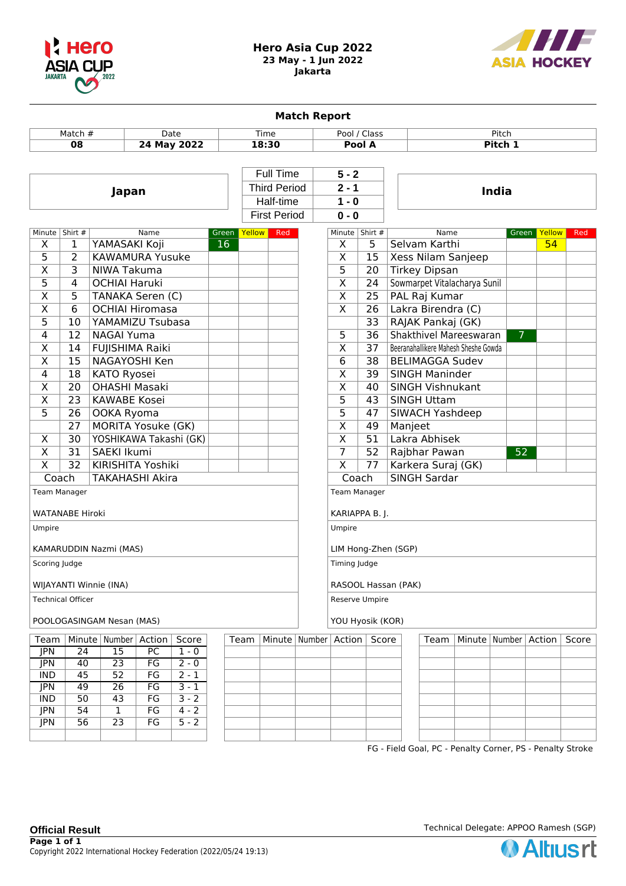# Hero Asia Cup 2022

**23 May - 1 Jun 2022**
**Jakarta**

## Match Report

| Match # | Date | Time | Pool / Class | Pitch |
|---|---|---|---|---|
| 08 | 24 May 2022 | 18:30 | Pool A | Pitch 1 |

| Japan | | | India |
|---|---|---|---|
| | Full Time | 5 - 2 | |
| | Third Period | 2 - 1 | |
| | Half-time | 1 - 0 | |
| | First Period | 0 - 0 | |

### Japan

| Minute | Shirt # | Name | Green | Yellow | Red |
|---|---|---|---|---|---|
| X | 1 | YAMASAKI Koji | 16 | | |
| 5 | 2 | KAWAMURA Yusuke | | | |
| X | 3 | NIWA Takuma | | | |
| 5 | 4 | OCHIAI Haruki | | | |
| X | 5 | TANAKA Seren (C) | | | |
| X | 6 | OCHIAI Hiromasa | | | |
| 5 | 10 | YAMAMIZU Tsubasa | | | |
| 4 | 12 | NAGAI Yuma | | | |
| X | 14 | FUJISHIMA Raiki | | | |
| X | 15 | NAGAYOSHI Ken | | | |
| 4 | 18 | KATO Ryosei | | | |
| X | 20 | OHASHI Masaki | | | |
| X | 23 | KAWABE Kosei | | | |
| 5 | 26 | OOKA Ryoma | | | |
| | 27 | MORITA Yosuke (GK) | | | |
| X | 30 | YOSHIKAWA Takashi (GK) | | | |
| X | 31 | SAEKI Ikumi | | | |
| X | 32 | KIRISHITA Yoshiki | | | |
| Coach | | TAKAHASHI Akira | | | |

Team Manager

WATANABE Hiroki

Umpire

KAMARUDDIN Nazmi (MAS)

Scoring Judge

WIJAYANTI Winnie (INA)

Technical Officer

POOLOGASINGAM Nesan (MAS)

### India

| Minute | Shirt # | Name | Green | Yellow | Red |
|---|---|---|---|---|---|
| X | 5 | Selvam Karthi | | 54 | |
| X | 15 | Xess Nilam Sanjeep | | | |
| 5 | 20 | Tirkey Dipsan | | | |
| X | 24 | Sowmarpet Vitalacharya Sunil | | | |
| X | 25 | PAL Raj Kumar | | | |
| X | 26 | Lakra Birendra (C) | | | |
| | 33 | RAJAK Pankaj (GK) | | | |
| 5 | 36 | Shakthivel Mareeswaran | 7 | | |
| X | 37 | Beeranahallikere Mahesh Sheshe Gowda | | | |
| 6 | 38 | BELIMAGGA Sudev | | | |
| X | 39 | SINGH Maninder | | | |
| X | 40 | SINGH Vishnukant | | | |
| 5 | 43 | SINGH Uttam | | | |
| 5 | 47 | SIWACH Yashdeep | | | |
| X | 49 | Manjeet | | | |
| X | 51 | Lakra Abhisek | | | |
| 7 | 52 | Rajbhar Pawan | 52 | | |
| X | 77 | Karkera Suraj (GK) | | | |
| Coach | | SINGH Sardar | | | |

Team Manager

KARIAPPA B. J.

Umpire

LIM Hong-Zhen (SGP)

Timing Judge

RASOOL Hassan (PAK)

Reserve Umpire

YOU Hyosik (KOR)

### Goals

| Team | Minute | Number | Action | Score |
|---|---|---|---|---|
| JPN | 24 | 15 | PC | 1 - 0 |
| JPN | 40 | 23 | FG | 2 - 0 |
| IND | 45 | 52 | FG | 2 - 1 |
| JPN | 49 | 26 | FG | 3 - 1 |
| IND | 50 | 43 | FG | 3 - 2 |
| JPN | 54 | 1 | FG | 4 - 2 |
| JPN | 56 | 23 | FG | 5 - 2 |

FG - Field Goal, PC - Penalty Corner, PS - Penalty Stroke

**Official Result**

Technical Delegate: APPOO Ramesh (SGP)

Copyright 2022 International Hockey Federation (2022/05/24 19:13)